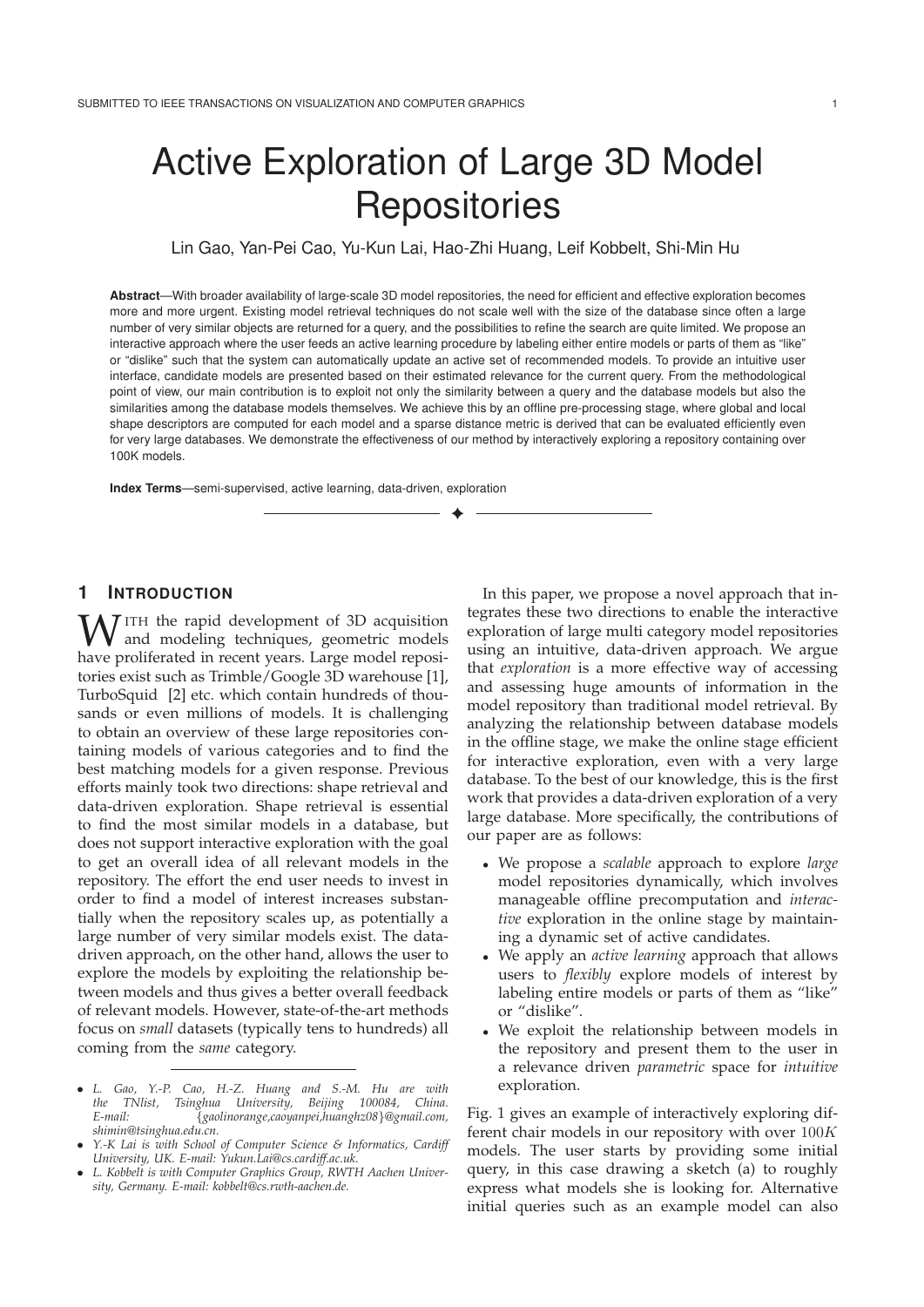# Active Exploration of Large 3D Model Repositories

Lin Gao, Yan-Pei Cao, Yu-Kun Lai, Hao-Zhi Huang, Leif Kobbelt, Shi-Min Hu

**Abstract**—With broader availability of large-scale 3D model repositories, the need for efficient and effective exploration becomes more and more urgent. Existing model retrieval techniques do not scale well with the size of the database since often a large number of very similar objects are returned for a query, and the possibilities to refine the search are quite limited. We propose an interactive approach where the user feeds an active learning procedure by labeling either entire models or parts of them as "like" or "dislike" such that the system can automatically update an active set of recommended models. To provide an intuitive user interface, candidate models are presented based on their estimated relevance for the current query. From the methodological point of view, our main contribution is to exploit not only the similarity between a query and the database models but also the similarities among the database models themselves. We achieve this by an offline pre-processing stage, where global and local shape descriptors are computed for each model and a sparse distance metric is derived that can be evaluated efficiently even for very large databases. We demonstrate the effectiveness of our method by interactively exploring a repository containing over 100K models.

**Index Terms**—semi-supervised, active learning, data-driven, exploration

## 1 Introduction

With the rapid development of 3D acquisition and modeling techniques, geometric models have proliferated in recent years. Large model repositories exist such as Trimble/Google 3D warehouse [1], TurboSquid [2] etc. which contain hundreds of thousands or even millions of models. It is challenging to obtain an overview of these large repositories containing models of various categories and to find the best matching models for a given response. Previous efforts mainly took two directions: shape retrieval and data-driven exploration. Shape retrieval is essential to find the most similar models in a database, but does not support interactive exploration with the goal to get an overall idea of all relevant models in the repository. The effort the end user needs to invest in order to find a model of interest increases substantially when the repository scales up, as potentially a large number of very similar models exist. The data-driven approach, on the other hand, allows the user to explore the models by exploiting the relationship between models and thus gives a better overall feedback of relevant models. However, state-of-the-art methods focus on *small* datasets (typically tens to hundreds) all coming from the *same* category.

- *L. Gao, Y.-P. Cao, H.-Z. Huang and S.-M. Hu are with the TNlist, Tsinghua University, Beijing 100084, China. E-mail: {gaolinorange,caoyanpei,huanghz08}@gmail.com, shimin@tsinghua.edu.cn.*
- *Y.-K Lai is with School of Computer Science & Informatics, Cardiff University, UK. E-mail: Yukun.Lai@cs.cardiff.ac.uk.*
- *L. Kobbelt is with Computer Graphics Group, RWTH Aachen University, Germany. E-mail: kobbelt@cs.rwth-aachen.de.*

In this paper, we propose a novel approach that integrates these two directions to enable the interactive exploration of large multi category model repositories using an intuitive, data-driven approach. We argue that *exploration* is a more effective way of accessing and assessing huge amounts of information in the model repository than traditional model retrieval. By analyzing the relationship between database models in the offline stage, we make the online stage efficient for interactive exploration, even with a very large database. To the best of our knowledge, this is the first work that provides a data-driven exploration of a very large database. More specifically, the contributions of our paper are as follows:

- We propose a *scalable* approach to explore *large* model repositories dynamically, which involves manageable offline precomputation and *interactive* exploration in the online stage by maintaining a dynamic set of active candidates.
- We apply an *active learning* approach that allows users to *flexibly* explore models of interest by labeling entire models or parts of them as "like" or "dislike".
- We exploit the relationship between models in the repository and present them to the user in a relevance driven *parametric* space for *intuitive* exploration.

Fig. 1 gives an example of interactively exploring different chair models in our repository with over $100K$ models. The user starts by providing some initial query, in this case drawing a sketch (a) to roughly express what models she is looking for. Alternative initial queries such as an example model can also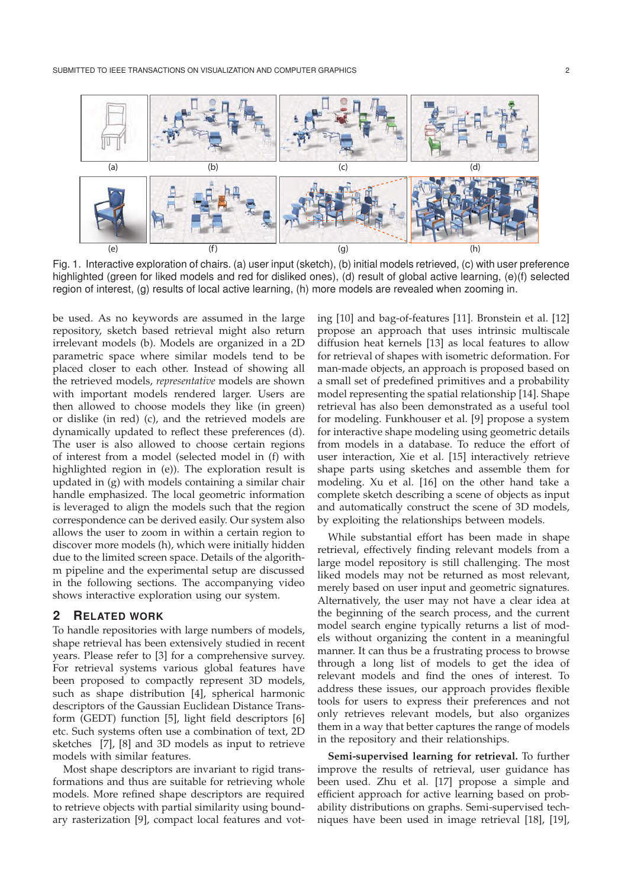Fig. 1. Interactive exploration of chairs. (a) user input (sketch), (b) initial models retrieved, (c) with user preference highlighted (green for liked models and red for disliked ones), (d) result of global active learning, (e)(f) selected region of interest, (g) results of local active learning, (h) more models are revealed when zooming in.

be used. As no keywords are assumed in the large repository, sketch based retrieval might also return irrelevant models (b). Models are organized in a 2D parametric space where similar models tend to be placed closer to each other. Instead of showing all the retrieved models, *representative* models are shown with important models rendered larger. Users are then allowed to choose models they like (in green) or dislike (in red) (c), and the retrieved models are dynamically updated to reflect these preferences (d). The user is also allowed to choose certain regions of interest from a model (selected model in (f) with highlighted region in (e)). The exploration result is updated in (g) with models containing a similar chair handle emphasized. The local geometric information is leveraged to align the models such that the region correspondence can be derived easily. Our system also allows the user to zoom in within a certain region to discover more models (h), which were initially hidden due to the limited screen space. Details of the algorithm pipeline and the experimental setup are discussed in the following sections. The accompanying video shows interactive exploration using our system.

## 2 Related Work

To handle repositories with large numbers of models, shape retrieval has been extensively studied in recent years. Please refer to [3] for a comprehensive survey. For retrieval systems various global features have been proposed to compactly represent 3D models, such as shape distribution [4], spherical harmonic descriptors of the Gaussian Euclidean Distance Transform (GEDT) function [5], light field descriptors [6] etc. Such systems often use a combination of text, 2D sketches [7], [8] and 3D models as input to retrieve models with similar features.

Most shape descriptors are invariant to rigid transformations and thus are suitable for retrieving whole models. More refined shape descriptors are required to retrieve objects with partial similarity using boundary rasterization [9], compact local features and voting [10] and bag-of-features [11]. Bronstein et al. [12] propose an approach that uses intrinsic multiscale diffusion heat kernels [13] as local features to allow for retrieval of shapes with isometric deformation. For man-made objects, an approach is proposed based on a small set of predefined primitives and a probability model representing the spatial relationship [14]. Shape retrieval has also been demonstrated as a useful tool for modeling. Funkhouser et al. [9] propose a system for interactive shape modeling using geometric details from models in a database. To reduce the effort of user interaction, Xie et al. [15] interactively retrieve shape parts using sketches and assemble them for modeling. Xu et al. [16] on the other hand take a complete sketch describing a scene of objects as input and automatically construct the scene of 3D models, by exploiting the relationships between models.

While substantial effort has been made in shape retrieval, effectively finding relevant models from a large model repository is still challenging. The most liked models may not be returned as most relevant, merely based on user input and geometric signatures. Alternatively, the user may not have a clear idea at the beginning of the search process, and the current model search engine typically returns a list of models without organizing the content in a meaningful manner. It can thus be a frustrating process to browse through a long list of models to get the idea of relevant models and find the ones of interest. To address these issues, our approach provides flexible tools for users to express their preferences and not only retrieves relevant models, but also organizes them in a way that better captures the range of models in the repository and their relationships.

**Semi-supervised learning for retrieval.** To further improve the results of retrieval, user guidance has been used. Zhu et al. [17] propose a simple and efficient approach for active learning based on probability distributions on graphs. Semi-supervised techniques have been used in image retrieval [18], [19],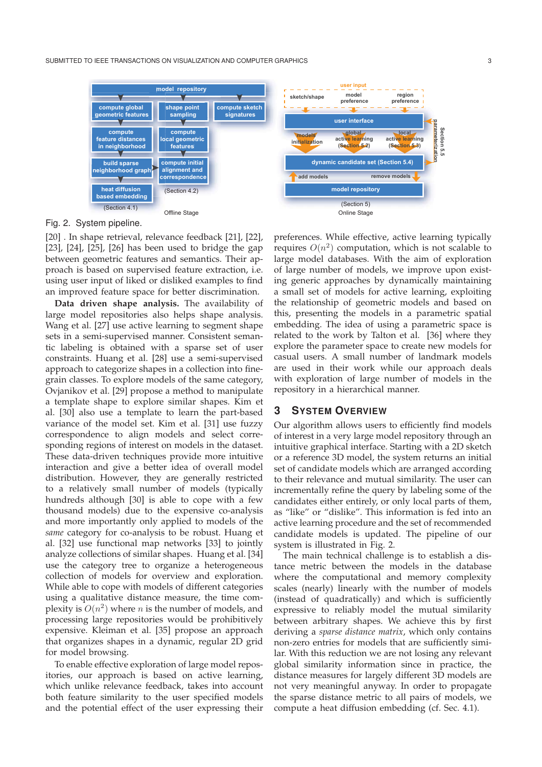Fig. 2. System pipeline.

[20] . In shape retrieval, relevance feedback [21], [22], [23], [24], [25], [26] has been used to bridge the gap between geometric features and semantics. Their approach is based on supervised feature extraction, i.e. using user input of liked or disliked examples to find an improved feature space for better discrimination.

**Data driven shape analysis.** The availability of large model repositories also helps shape analysis. Wang et al. [27] use active learning to segment shape sets in a semi-supervised manner. Consistent semantic labeling is obtained with a sparse set of user constraints. Huang et al. [28] use a semi-supervised approach to categorize shapes in a collection into fine-grain classes. To explore models of the same category, Ovjanikov et al. [29] propose a method to manipulate a template shape to explore similar shapes. Kim et al. [30] also use a template to learn the part-based variance of the model set. Kim et al. [31] use fuzzy correspondence to align models and select corresponding regions of interest on models in the dataset. These data-driven techniques provide more intuitive interaction and give a better idea of overall model distribution. However, they are generally restricted to a relatively small number of models (typically hundreds although [30] is able to cope with a few thousand models) due to the expensive co-analysis and more importantly only applied to models of the *same* category for co-analysis to be robust. Huang et al. [32] use functional map networks [33] to jointly analyze collections of similar shapes. Huang et al. [34] use the category tree to organize a heterogeneous collection of models for overview and exploration. While able to cope with models of different categories using a qualitative distance measure, the time complexity is $O(n^2)$ where $n$ is the number of models, and processing large repositories would be prohibitively expensive. Kleiman et al. [35] propose an approach that organizes shapes in a dynamic, regular 2D grid for model browsing.

To enable effective exploration of large model repositories, our approach is based on active learning, which unlike relevance feedback, takes into account both feature similarity to the user specified models and the potential effect of the user expressing their preferences. While effective, active learning typically requires $O(n^2)$ computation, which is not scalable to large model databases. With the aim of exploration of large number of models, we improve upon existing generic approaches by dynamically maintaining a small set of models for active learning, exploiting the relationship of geometric models and based on this, presenting the models in a parametric spatial embedding. The idea of using a parametric space is related to the work by Talton et al. [36] where they explore the parameter space to create new models for casual users. A small number of landmark models are used in their work while our approach deals with exploration of large number of models in the repository in a hierarchical manner.

## 3 System Overview

Our algorithm allows users to efficiently find models of interest in a very large model repository through an intuitive graphical interface. Starting with a 2D sketch or a reference 3D model, the system returns an initial set of candidate models which are arranged according to their relevance and mutual similarity. The user can incrementally refine the query by labeling some of the candidates either entirely, or only local parts of them, as “like” or “dislike”. This information is fed into an active learning procedure and the set of recommended candidate models is updated. The pipeline of our system is illustrated in Fig. 2.

The main technical challenge is to establish a distance metric between the models in the database where the computational and memory complexity scales (nearly) linearly with the number of models (instead of quadratically) and which is sufficiently expressive to reliably model the mutual similarity between arbitrary shapes. We achieve this by first deriving a *sparse distance matrix*, which only contains non-zero entries for models that are sufficiently similar. With this reduction we are not losing any relevant global similarity information since in practice, the distance measures for largely different 3D models are not very meaningful anyway. In order to propagate the sparse distance metric to all pairs of models, we compute a heat diffusion embedding (cf. Sec. 4.1).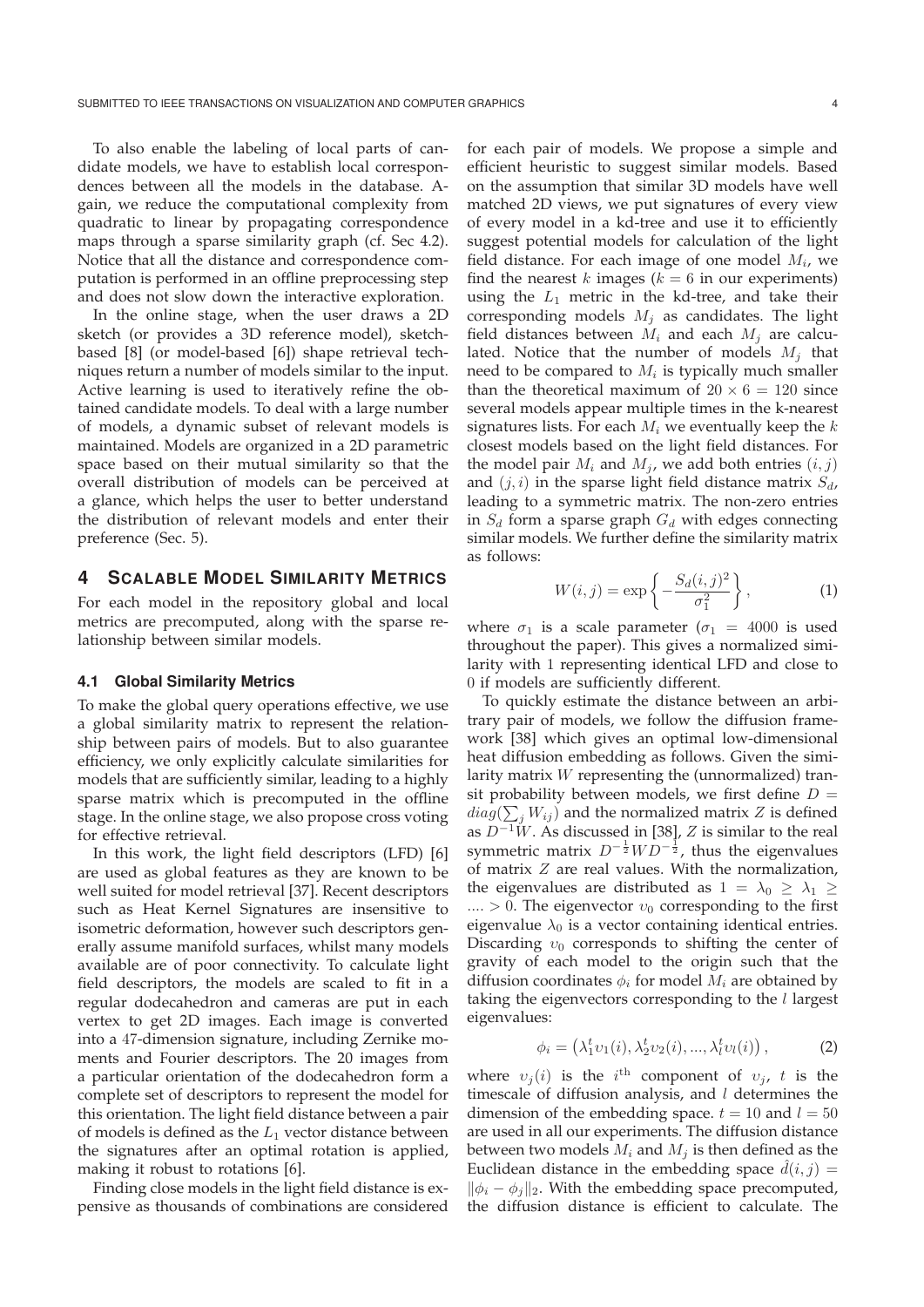To also enable the labeling of local parts of candidate models, we have to establish local correspondences between all the models in the database. Again, we reduce the computational complexity from quadratic to linear by propagating correspondence maps through a sparse similarity graph (cf. Sec 4.2). Notice that all the distance and correspondence computation is performed in an offline preprocessing step and does not slow down the interactive exploration.

In the online stage, when the user draws a 2D sketch (or provides a 3D reference model), sketch-based [8] (or model-based [6]) shape retrieval techniques return a number of models similar to the input. Active learning is used to iteratively refine the obtained candidate models. To deal with a large number of models, a dynamic subset of relevant models is maintained. Models are organized in a 2D parametric space based on their mutual similarity so that the overall distribution of models can be perceived at a glance, which helps the user to better understand the distribution of relevant models and enter their preference (Sec. 5).

# 4 Scalable Model Similarity Metrics

For each model in the repository global and local metrics are precomputed, along with the sparse relationship between similar models.

## 4.1 Global Similarity Metrics

To make the global query operations effective, we use a global similarity matrix to represent the relationship between pairs of models. But to also guarantee efficiency, we only explicitly calculate similarities for models that are sufficiently similar, leading to a highly sparse matrix which is precomputed in the offline stage. In the online stage, we also propose cross voting for effective retrieval.

In this work, the light field descriptors (LFD) [6] are used as global features as they are known to be well suited for model retrieval [37]. Recent descriptors such as Heat Kernel Signatures are insensitive to isometric deformation, however such descriptors generally assume manifold surfaces, whilst many models available are of poor connectivity. To calculate light field descriptors, the models are scaled to fit in a regular dodecahedron and cameras are put in each vertex to get 2D images. Each image is converted into a 47-dimension signature, including Zernike moments and Fourier descriptors. The 20 images from a particular orientation of the dodecahedron form a complete set of descriptors to represent the model for this orientation. The light field distance between a pair of models is defined as the $L_1$ vector distance between the signatures after an optimal rotation is applied, making it robust to rotations [6].

Finding close models in the light field distance is expensive as thousands of combinations are considered for each pair of models. We propose a simple and efficient heuristic to suggest similar models. Based on the assumption that similar 3D models have well matched 2D views, we put signatures of every view of every model in a kd-tree and use it to efficiently suggest potential models for calculation of the light field distance. For each image of one model $M_i$, we find the nearest $k$ images ($k = 6$ in our experiments) using the $L_1$ metric in the kd-tree, and take their corresponding models $M_j$ as candidates. The light field distances between $M_i$ and each $M_j$ are calculated. Notice that the number of models $M_j$ that need to be compared to $M_i$ is typically much smaller than the theoretical maximum of $20 \times 6 = 120$ since several models appear multiple times in the k-nearest signatures lists. For each $M_i$ we eventually keep the $k$ closest models based on the light field distances. For the model pair $M_i$ and $M_j$, we add both entries $(i, j)$ and $(j, i)$ in the sparse light field distance matrix $S_d$, leading to a symmetric matrix. The non-zero entries in $S_d$ form a sparse graph $G_d$ with edges connecting similar models. We further define the similarity matrix as follows:

$$W(i, j) = \exp\left\{-\frac{S_d(i, j)^2}{\sigma_1^2}\right\}, \tag{1}$$

where $\sigma_1$ is a scale parameter ($\sigma_1 = 4000$ is used throughout the paper). This gives a normalized similarity with 1 representing identical LFD and close to 0 if models are sufficiently different.

To quickly estimate the distance between an arbitrary pair of models, we follow the diffusion framework [38] which gives an optimal low-dimensional heat diffusion embedding as follows. Given the similarity matrix $W$ representing the (unnormalized) transit probability between models, we first define $D = diag(\sum_j W_{ij})$ and the normalized matrix $Z$ is defined as $D^{-1}W$. As discussed in [38], $Z$ is similar to the real symmetric matrix $D^{-\frac{1}{2}}WD^{-\frac{1}{2}}$, thus the eigenvalues of matrix $Z$ are real values. With the normalization, the eigenvalues are distributed as $1 = \lambda_0 \geq \lambda_1 \geq .... > 0$. The eigenvector $\upsilon_0$ corresponding to the first eigenvalue $\lambda_0$ is a vector containing identical entries. Discarding $\upsilon_0$ corresponds to shifting the center of gravity of each model to the origin such that the diffusion coordinates $\phi_i$ for model $M_i$ are obtained by taking the eigenvectors corresponding to the $l$ largest eigenvalues:

$$\phi_i = \left(\lambda_1^t \upsilon_1(i), \lambda_2^t \upsilon_2(i), ..., \lambda_l^t \upsilon_l(i)\right), \tag{2}$$

where $\upsilon_j(i)$ is the $i^{\text{th}}$ component of $\upsilon_j$, $t$ is the timescale of diffusion analysis, and $l$ determines the dimension of the embedding space. $t = 10$ and $l = 50$ are used in all our experiments. The diffusion distance between two models $M_i$ and $M_j$ is then defined as the Euclidean distance in the embedding space $\hat{d}(i, j) = \|\phi_i - \phi_j\|_2$. With the embedding space precomputed, the diffusion distance is efficient to calculate. The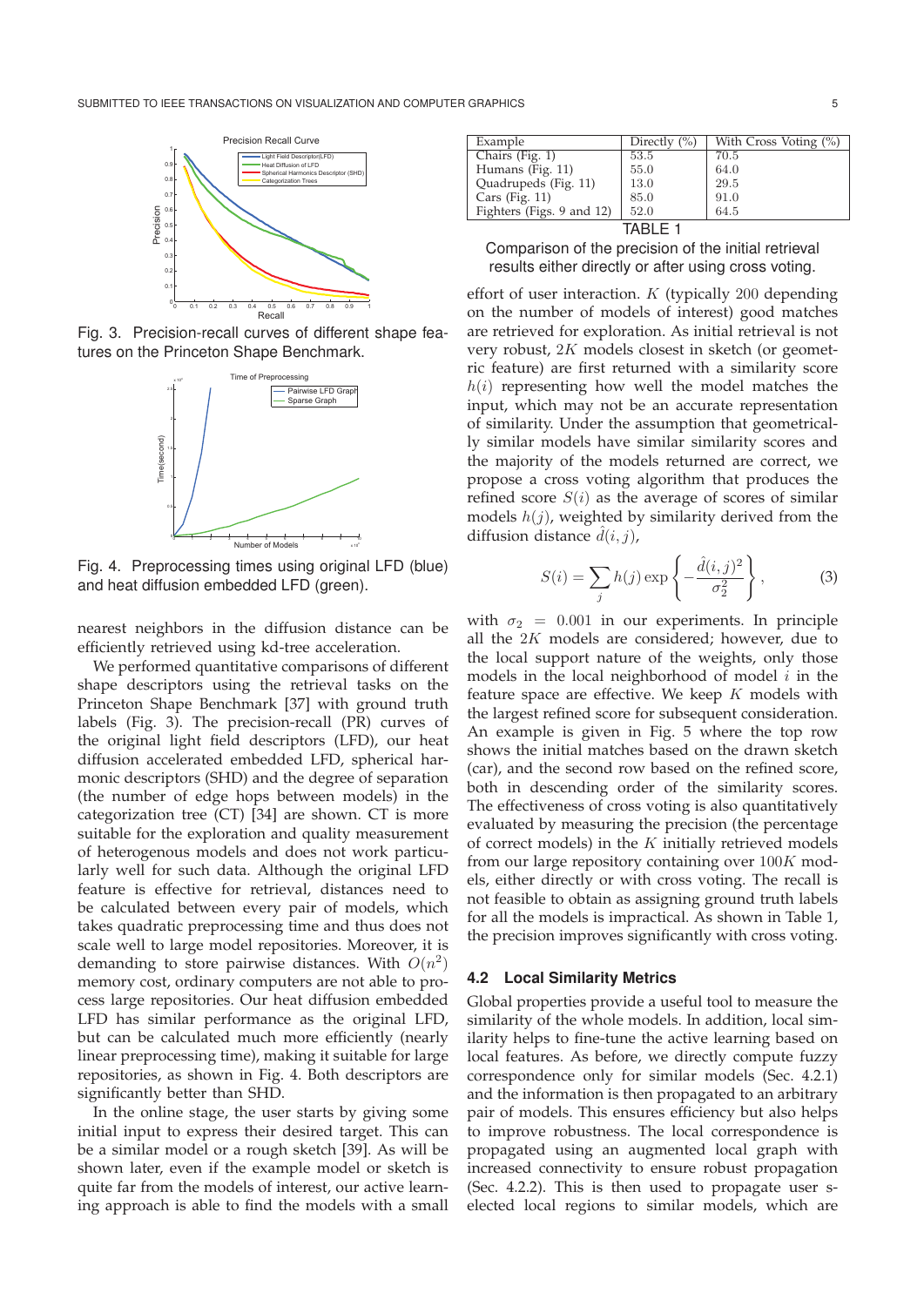Fig. 3. Precision-recall curves of different shape features on the Princeton Shape Benchmark.

Fig. 4. Preprocessing times using original LFD (blue) and heat diffusion embedded LFD (green).

nearest neighbors in the diffusion distance can be efficiently retrieved using kd-tree acceleration.

We performed quantitative comparisons of different shape descriptors using the retrieval tasks on the Princeton Shape Benchmark [37] with ground truth labels (Fig. 3). The precision-recall (PR) curves of the original light field descriptors (LFD), our heat diffusion accelerated embedded LFD, spherical harmonic descriptors (SHD) and the degree of separation (the number of edge hops between models) in the categorization tree (CT) [34] are shown. CT is more suitable for the exploration and quality measurement of heterogenous models and does not work particularly well for such data. Although the original LFD feature is effective for retrieval, distances need to be calculated between every pair of models, which takes quadratic preprocessing time and thus does not scale well to large model repositories. Moreover, it is demanding to store pairwise distances. With $O(n^2)$ memory cost, ordinary computers are not able to process large repositories. Our heat diffusion embedded LFD has similar performance as the original LFD, but can be calculated much more efficiently (nearly linear preprocessing time), making it suitable for large repositories, as shown in Fig. 4. Both descriptors are significantly better than SHD.

In the online stage, the user starts by giving some initial input to express their desired target. This can be a similar model or a rough sketch [39]. As will be shown later, even if the example model or sketch is quite far from the models of interest, our active learning approach is able to find the models with a small

| Example | Directly (%) | With Cross Voting (%) |
|---|---|---|
| Chairs (Fig. 1) | 53.5 | 70.5 |
| Humans (Fig. 11) | 55.0 | 64.0 |
| Quadrupeds (Fig. 11) | 13.0 | 29.5 |
| Cars (Fig. 11) | 85.0 | 91.0 |
| Fighters (Figs. 9 and 12) | 52.0 | 64.5 |

TABLE 1

Comparison of the precision of the initial retrieval results either directly or after using cross voting.

effort of user interaction. $K$ (typically 200 depending on the number of models of interest) good matches are retrieved for exploration. As initial retrieval is not very robust, $2K$ models closest in sketch (or geometric feature) are first returned with a similarity score $h(i)$ representing how well the model matches the input, which may not be an accurate representation of similarity. Under the assumption that geometrically similar models have similar similarity scores and the majority of the models returned are correct, we propose a cross voting algorithm that produces the refined score $S(i)$ as the average of scores of similar models $h(j)$, weighted by similarity derived from the diffusion distance $\hat{d}(i,j)$,

$$S(i) = \sum_j h(j) \exp\left\{-\frac{\hat{d}(i,j)^2}{\sigma_2^2}\right\}, \tag{3}$$

with $\sigma_2 = 0.001$ in our experiments. In principle all the $2K$ models are considered; however, due to the local support nature of the weights, only those models in the local neighborhood of model $i$ in the feature space are effective. We keep $K$ models with the largest refined score for subsequent consideration. An example is given in Fig. 5 where the top row shows the initial matches based on the drawn sketch (car), and the second row based on the refined score, both in descending order of the similarity scores. The effectiveness of cross voting is also quantitatively evaluated by measuring the precision (the percentage of correct models) in the $K$ initially retrieved models from our large repository containing over $100K$ models, either directly or with cross voting. The recall is not feasible to obtain as assigning ground truth labels for all the models is impractical. As shown in Table 1, the precision improves significantly with cross voting.

### 4.2 Local Similarity Metrics

Global properties provide a useful tool to measure the similarity of the whole models. In addition, local similarity helps to fine-tune the active learning based on local features. As before, we directly compute fuzzy correspondence only for similar models (Sec. 4.2.1) and the information is then propagated to an arbitrary pair of models. This ensures efficiency but also helps to improve robustness. The local correspondence is propagated using an augmented local graph with increased connectivity to ensure robust propagation (Sec. 4.2.2). This is then used to propagate user selected local regions to similar models, which are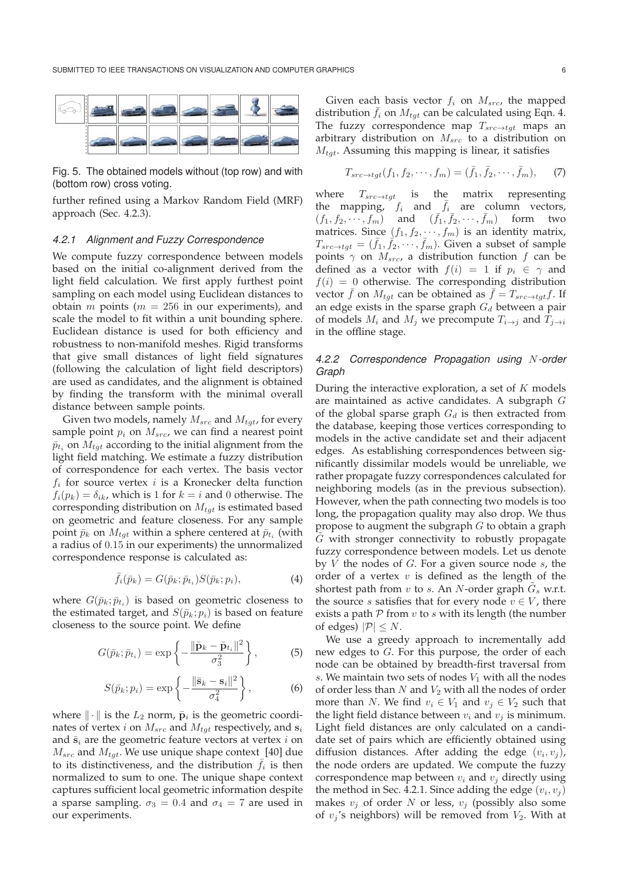Fig. 5. The obtained models without (top row) and with (bottom row) cross voting.

further refined using a Markov Random Field (MRF) approach (Sec. 4.2.3).

#### 4.2.1 Alignment and Fuzzy Correspondence

We compute fuzzy correspondence between models based on the initial co-alignment derived from the light field calculation. We first apply furthest point sampling on each model using Euclidean distances to obtain $m$ points ($m = 256$ in our experiments), and scale the model to fit within a unit bounding sphere. Euclidean distance is used for both efficiency and robustness to non-manifold meshes. Rigid transforms that give small distances of light field signatures (following the calculation of light field descriptors) are used as candidates, and the alignment is obtained by finding the transform with the minimal overall distance between sample points.

Given two models, namely $M_{src}$ and $M_{tgt}$, for every sample point $p_i$ on $M_{src}$, we can find a nearest point $\bar{p}_{t_i}$ on $M_{tgt}$ according to the initial alignment from the light field matching. We estimate a fuzzy distribution of correspondence for each vertex. The basis vector $f_i$ for source vertex $i$ is a Kronecker delta function $f_i(p_k) = \delta_{ik}$, which is 1 for $k = i$ and 0 otherwise. The corresponding distribution on $M_{tgt}$ is estimated based on geometric and feature closeness. For any sample point $\bar{p}_k$ on $M_{tgt}$ within a sphere centered at $\bar{p}_{t_i}$ (with a radius of 0.15 in our experiments) the unnormalized correspondence response is calculated as:

$$\bar{f}_i(\bar{p}_k) = G(\bar{p}_k; \bar{p}_{t_i}) S(\bar{p}_k; p_i), \tag{4}$$

where $G(\bar{p}_k; \bar{p}_{t_i})$ is based on geometric closeness to the estimated target, and $S(\bar{p}_k; p_i)$ is based on feature closeness to the source point. We define

$$G(\bar{p}_k; \bar{p}_{t_i}) = \exp\left\{-\frac{\|\bar{\mathbf{p}}_k - \bar{\mathbf{p}}_{t_i}\|^2}{\sigma_3^2}\right\}, \tag{5}$$

$$S(\bar{p}_k; p_i) = \exp\left\{-\frac{\|\bar{\mathbf{s}}_k - \mathbf{s}_i\|^2}{\sigma_4^2}\right\}, \tag{6}$$

where $\|\cdot\|$ is the $L_2$ norm, $\bar{\mathbf{p}}_i$ is the geometric coordinates of vertex $i$ on $M_{src}$ and $M_{tgt}$ respectively, and $\mathbf{s}_i$ and $\bar{\mathbf{s}}_i$ are the geometric feature vectors at vertex $i$ on $M_{src}$ and $M_{tgt}$. We use unique shape context [40] due to its distinctiveness, and the distribution $\bar{f}_i$ is then normalized to sum to one. The unique shape context captures sufficient local geometric information despite a sparse sampling. $\sigma_3 = 0.4$ and $\sigma_4 = 7$ are used in our experiments.

Given each basis vector $f_i$ on $M_{src}$, the mapped distribution $\bar{f}_i$ on $M_{tgt}$ can be calculated using Eqn. 4. The fuzzy correspondence map $T_{src \to tgt}$ maps an arbitrary distribution on $M_{src}$ to a distribution on $M_{tgt}$. Assuming this mapping is linear, it satisfies

$$T_{src \to tgt}(f_1, f_2, \cdots, f_m) = (\bar{f}_1, \bar{f}_2, \cdots, \bar{f}_m), \tag{7}$$

where $T_{src \to tgt}$ is the matrix representing the mapping, $f_i$ and $\bar{f}_i$ are column vectors, $(f_1, f_2, \cdots, f_m)$ and $(\bar{f}_1, \bar{f}_2, \cdots, \bar{f}_m)$ form two matrices. Since $(f_1, f_2, \cdots, f_m)$ is an identity matrix, $T_{src \to tgt} = (\bar{f}_1, \bar{f}_2, \cdots, \bar{f}_m)$. Given a subset of sample points $\gamma$ on $M_{src}$, a distribution function $f$ can be defined as a vector with $f(i) = 1$ if $p_i \in \gamma$ and $f(i) = 0$ otherwise. The corresponding distribution vector $\bar{f}$ on $M_{tgt}$ can be obtained as $\bar{f} = T_{src \to tgt} f$. If an edge exists in the sparse graph $G_d$ between a pair of models $M_i$ and $M_j$ we precompute $T_{i \to j}$ and $T_{j \to i}$ in the offline stage.

#### 4.2.2 Correspondence Propagation using $N$-order Graph

During the interactive exploration, a set of $K$ models are maintained as active candidates. A subgraph $G$ of the global sparse graph $G_d$ is then extracted from the database, keeping those vertices corresponding to models in the active candidate set and their adjacent edges. As establishing correspondences between significantly dissimilar models would be unreliable, we rather propagate fuzzy correspondences calculated for neighboring models (as in the previous subsection). However, when the path connecting two models is too long, the propagation quality may also drop. We thus propose to augment the subgraph $G$ to obtain a graph $\tilde{G}$ with stronger connectivity to robustly propagate fuzzy correspondence between models. Let us denote by $V$ the nodes of $G$. For a given source node $s$, the order of a vertex $v$ is defined as the length of the shortest path from $v$ to $s$. An $N$-order graph $\tilde{G}_s$ w.r.t. the source $s$ satisfies that for every node $v \in V$, there exists a path $\mathcal{P}$ from $v$ to $s$ with its length (the number of edges) $|\mathcal{P}| \leq N$.

We use a greedy approach to incrementally add new edges to $G$. For this purpose, the order of each node can be obtained by breadth-first traversal from $s$. We maintain two sets of nodes $V_1$ with all the nodes of order less than $N$ and $V_2$ with all the nodes of order more than $N$. We find $v_i \in V_1$ and $v_j \in V_2$ such that the light field distance between $v_i$ and $v_j$ is minimum. Light field distances are only calculated on a candidate set of pairs which are efficiently obtained using diffusion distances. After adding the edge $(v_i, v_j)$, the node orders are updated. We compute the fuzzy correspondence map between $v_i$ and $v_j$ directly using the method in Sec. 4.2.1. Since adding the edge $(v_i, v_j)$ makes $v_j$ of order $N$ or less, $v_j$ (possibly also some of $v_j$'s neighbors) will be removed from $V_2$. With at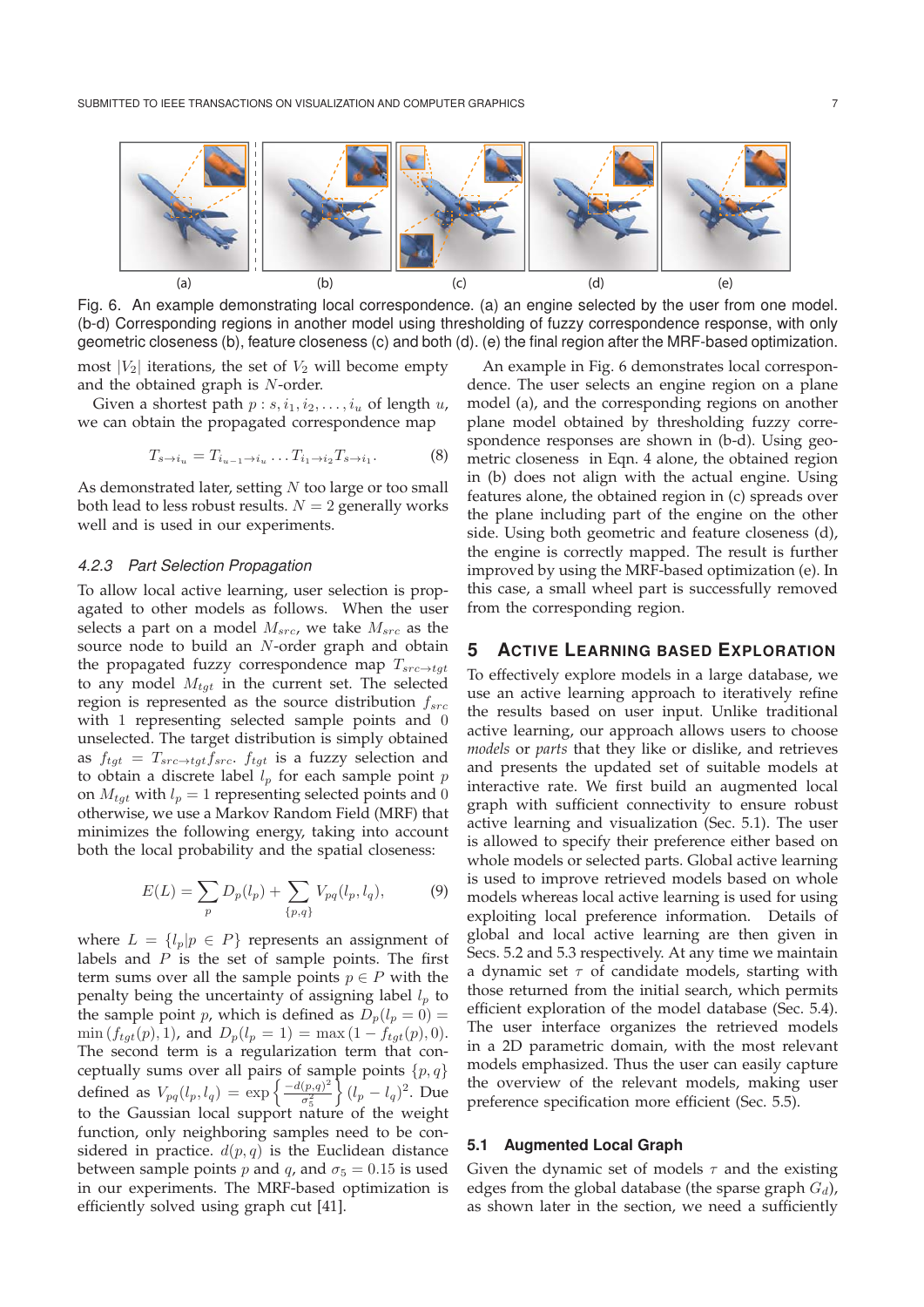Fig. 6. An example demonstrating local correspondence. (a) an engine selected by the user from one model. (b-d) Corresponding regions in another model using thresholding of fuzzy correspondence response, with only geometric closeness (b), feature closeness (c) and both (d). (e) the final region after the MRF-based optimization.

most $|V_2|$ iterations, the set of $V_2$ will become empty and the obtained graph is $N$-order.

Given a shortest path $p : s, i_1, i_2, \ldots, i_u$ of length $u$, we can obtain the propagated correspondence map

$$T_{s \to i_u} = T_{i_{u-1} \to i_u} \ldots T_{i_1 \to i_2} T_{s \to i_1}. \tag{8}$$

As demonstrated later, setting $N$ too large or too small both lead to less robust results. $N = 2$ generally works well and is used in our experiments.

#### 4.2.3 Part Selection Propagation

To allow local active learning, user selection is propagated to other models as follows. When the user selects a part on a model $M_{src}$, we take $M_{src}$ as the source node to build an $N$-order graph and obtain the propagated fuzzy correspondence map $T_{src \to tgt}$ to any model $M_{tgt}$ in the current set. The selected region is represented as the source distribution $f_{src}$ with 1 representing selected sample points and 0 unselected. The target distribution is simply obtained as $f_{tgt} = T_{src \to tgt} f_{src}$. $f_{tgt}$ is a fuzzy selection and to obtain a discrete label $l_p$ for each sample point $p$ on $M_{tgt}$ with $l_p = 1$ representing selected points and 0 otherwise, we use a Markov Random Field (MRF) that minimizes the following energy, taking into account both the local probability and the spatial closeness:

$$E(L) = \sum_p D_p(l_p) + \sum_{\{p,q\}} V_{pq}(l_p, l_q), \tag{9}$$

where $L = \{l_p | p \in P\}$ represents an assignment of labels and $P$ is the set of sample points. The first term sums over all the sample points $p \in P$ with the penalty being the uncertainty of assigning label $l_p$ to the sample point $p$, which is defined as $D_p(l_p = 0) = \min(f_{tgt}(p), 1)$, and $D_p(l_p = 1) = \max(1 - f_{tgt}(p), 0)$. The second term is a regularization term that conceptually sums over all pairs of sample points $\{p, q\}$ defined as $V_{pq}(l_p, l_q) = \exp\left\{\frac{-d(p,q)^2}{\sigma_5^2}\right\}(l_p - l_q)^2$. Due to the Gaussian local support nature of the weight function, only neighboring samples need to be considered in practice. $d(p, q)$ is the Euclidean distance between sample points $p$ and $q$, and $\sigma_5 = 0.15$ is used in our experiments. The MRF-based optimization is efficiently solved using graph cut [41].

An example in Fig. 6 demonstrates local correspondence. The user selects an engine region on a plane model (a), and the corresponding regions on another plane model obtained by thresholding fuzzy correspondence responses are shown in (b-d). Using geometric closeness in Eqn. 4 alone, the obtained region in (b) does not align with the actual engine. Using features alone, the obtained region in (c) spreads over the plane including part of the engine on the other side. Using both geometric and feature closeness (d), the engine is correctly mapped. The result is further improved by using the MRF-based optimization (e). In this case, a small wheel part is successfully removed from the corresponding region.

## 5 Active Learning based Exploration

To effectively explore models in a large database, we use an active learning approach to iteratively refine the results based on user input. Unlike traditional active learning, our approach allows users to choose *models* or *parts* that they like or dislike, and retrieves and presents the updated set of suitable models at interactive rate. We first build an augmented local graph with sufficient connectivity to ensure robust active learning and visualization (Sec. 5.1). The user is allowed to specify their preference either based on whole models or selected parts. Global active learning is used to improve retrieved models based on whole models whereas local active learning is used for using exploiting local preference information. Details of global and local active learning are then given in Secs. 5.2 and 5.3 respectively. At any time we maintain a dynamic set $\tau$ of candidate models, starting with those returned from the initial search, which permits efficient exploration of the model database (Sec. 5.4). The user interface organizes the retrieved models in a 2D parametric domain, with the most relevant models emphasized. Thus the user can easily capture the overview of the relevant models, making user preference specification more efficient (Sec. 5.5).

### 5.1 Augmented Local Graph

Given the dynamic set of models $\tau$ and the existing edges from the global database (the sparse graph $G_d$), as shown later in the section, we need a sufficiently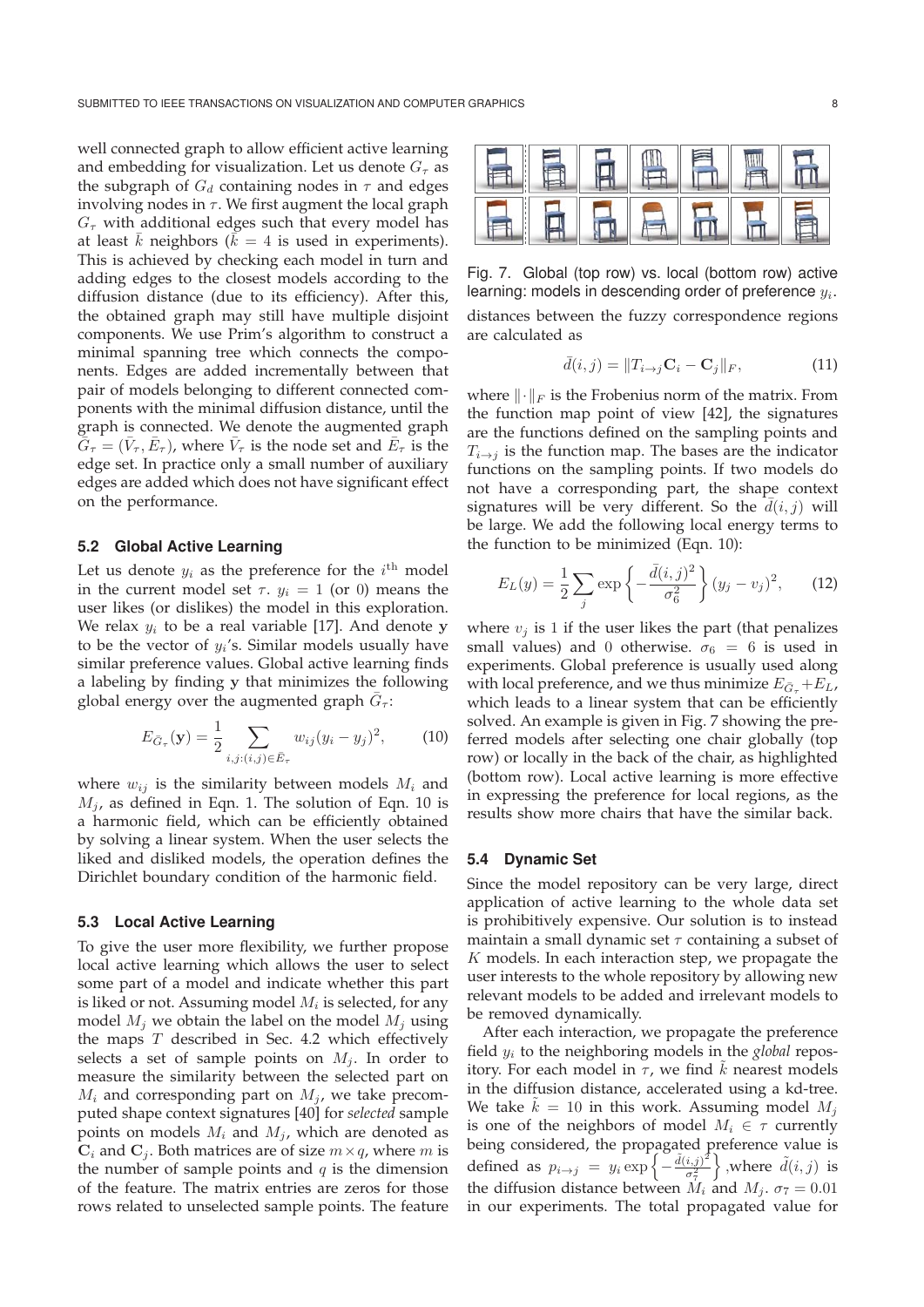well connected graph to allow efficient active learning and embedding for visualization. Let us denote $G_\tau$ as the subgraph of $G_d$ containing nodes in $\tau$ and edges involving nodes in $\tau$. We first augment the local graph $G_\tau$ with additional edges such that every model has at least $\bar{k}$ neighbors ($\bar{k} = 4$ is used in experiments). This is achieved by checking each model in turn and adding edges to the closest models according to the diffusion distance (due to its efficiency). After this, the obtained graph may still have multiple disjoint components. We use Prim's algorithm to construct a minimal spanning tree which connects the components. Edges are added incrementally between that pair of models belonging to different connected components with the minimal diffusion distance, until the graph is connected. We denote the augmented graph $\bar{G}_\tau = (\bar{V}_\tau, \bar{E}_\tau)$, where $\bar{V}_\tau$ is the node set and $\bar{E}_\tau$ is the edge set. In practice only a small number of auxiliary edges are added which does not have significant effect on the performance.

### 5.2 Global Active Learning

Let us denote $y_i$ as the preference for the $i^{\text{th}}$ model in the current model set $\tau$. $y_i = 1$ (or 0) means the user likes (or dislikes) the model in this exploration. We relax $y_i$ to be a real variable [17]. And denote $\mathbf{y}$ to be the vector of $y_i$'s. Similar models usually have similar preference values. Global active learning finds a labeling by finding $\mathbf{y}$ that minimizes the following global energy over the augmented graph $\bar{G}_\tau$:

$$E_{\bar{G}_\tau}(\mathbf{y}) = \frac{1}{2} \sum_{i,j:(i,j)\in \bar{E}_\tau} w_{ij}(y_i - y_j)^2, \qquad (10)$$

where $w_{ij}$ is the similarity between models $M_i$ and $M_j$, as defined in Eqn. 1. The solution of Eqn. 10 is a harmonic field, which can be efficiently obtained by solving a linear system. When the user selects the liked and disliked models, the operation defines the Dirichlet boundary condition of the harmonic field.

### 5.3 Local Active Learning

To give the user more flexibility, we further propose local active learning which allows the user to select some part of a model and indicate whether this part is liked or not. Assuming model $M_i$ is selected, for any model $M_j$ we obtain the label on the model $M_j$ using the maps $T$ described in Sec. 4.2 which effectively selects a set of sample points on $M_j$. In order to measure the similarity between the selected part on $M_i$ and corresponding part on $M_j$, we take precomputed shape context signatures [40] for *selected* sample points on models $M_i$ and $M_j$, which are denoted as $\mathbf{C}_i$ and $\mathbf{C}_j$. Both matrices are of size $m \times q$, where $m$ is the number of sample points and $q$ is the dimension of the feature. The matrix entries are zeros for those rows related to unselected sample points. The feature distances between the fuzzy correspondence regions are calculated as

$$\bar{d}(i,j) = \|T_{i\to j}\mathbf{C}_i - \mathbf{C}_j\|_F, \qquad (11)$$

where $\|\cdot\|_F$ is the Frobenius norm of the matrix. From the function map point of view [42], the signatures are the functions defined on the sampling points and $T_{i\to j}$ is the function map. The bases are the indicator functions on the sampling points. If two models do not have a corresponding part, the shape context signatures will be very different. So the $\bar{d}(i,j)$ will be large. We add the following local energy terms to the function to be minimized (Eqn. 10):

$$E_L(y) = \frac{1}{2}\sum_j \exp\left\{-\frac{\bar{d}(i,j)^2}{\sigma_6^2}\right\}(y_j - v_j)^2, \qquad (12)$$

where $v_j$ is 1 if the user likes the part (that penalizes small values) and 0 otherwise. $\sigma_6 = 6$ is used in experiments. Global preference is usually used along with local preference, and we thus minimize $E_{\bar{G}_\tau} + E_L$, which leads to a linear system that can be efficiently solved. An example is given in Fig. 7 showing the preferred models after selecting one chair globally (top row) or locally in the back of the chair, as highlighted (bottom row). Local active learning is more effective in expressing the preference for local regions, as the results show more chairs that have the similar back.

Fig. 7. Global (top row) vs. local (bottom row) active learning: models in descending order of preference $y_i$.

### 5.4 Dynamic Set

Since the model repository can be very large, direct application of active learning to the whole data set is prohibitively expensive. Our solution is to instead maintain a small dynamic set $\tau$ containing a subset of $K$ models. In each interaction step, we propagate the user interests to the whole repository by allowing new relevant models to be added and irrelevant models to be removed dynamically.

After each interaction, we propagate the preference field $y_i$ to the neighboring models in the *global* repository. For each model in $\tau$, we find $\tilde{k}$ nearest models in the diffusion distance, accelerated using a kd-tree. We take $\tilde{k} = 10$ in this work. Assuming model $M_j$ is one of the neighbors of model $M_i \in \tau$ currently being considered, the propagated preference value is defined as $p_{i\to j} = y_i \exp\left\{-\frac{\tilde{d}(i,j)^2}{\sigma_7^2}\right\}$ ,where $\tilde{d}(i,j)$ is the diffusion distance between $M_i$ and $M_j$. $\sigma_7 = 0.01$ in our experiments. The total propagated value for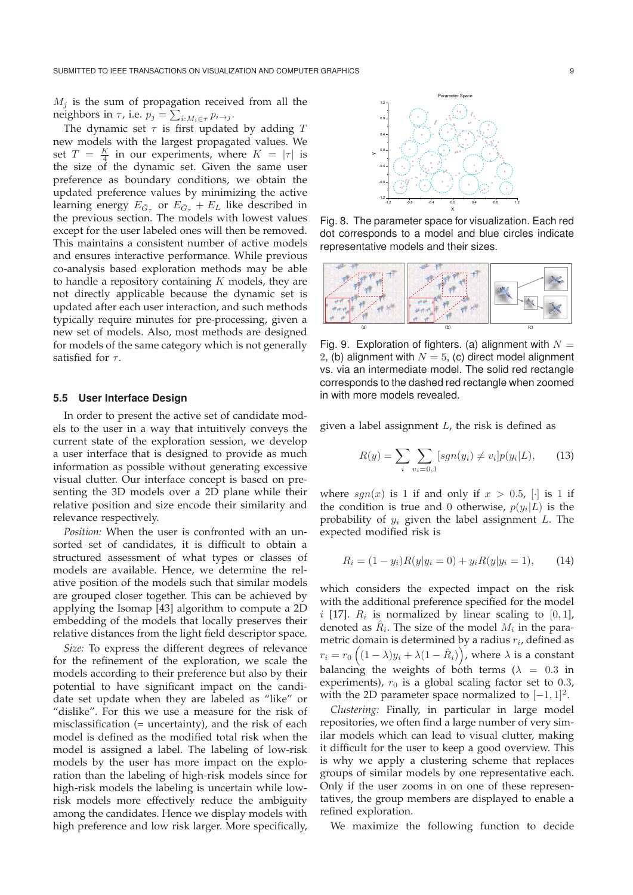$M_j$ is the sum of propagation received from all the neighbors in $\tau$, i.e. $p_j = \sum_{i:M_i \in \tau} p_{i \to j}$.

The dynamic set $\tau$ is first updated by adding $T$ new models with the largest propagated values. We set $T = \frac{K}{4}$ in our experiments, where $K = |\tau|$ is the size of the dynamic set. Given the same user preference as boundary conditions, we obtain the updated preference values by minimizing the active learning energy $E_{\bar{G}_\tau}$ or $E_{\bar{G}_\tau} + E_L$ like described in the previous section. The models with lowest values except for the user labeled ones will then be removed. This maintains a consistent number of active models and ensures interactive performance. While previous co-analysis based exploration methods may be able to handle a repository containing $K$ models, they are not directly applicable because the dynamic set is updated after each user interaction, and such methods typically require minutes for pre-processing, given a new set of models. Also, most methods are designed for models of the same category which is not generally satisfied for $\tau$.

### 5.5 User Interface Design

In order to present the active set of candidate models to the user in a way that intuitively conveys the current state of the exploration session, we develop a user interface that is designed to provide as much information as possible without generating excessive visual clutter. Our interface concept is based on presenting the 3D models over a 2D plane while their relative position and size encode their similarity and relevance respectively.

*Position:* When the user is confronted with an unsorted set of candidates, it is difficult to obtain a structured assessment of what types or classes of models are available. Hence, we determine the relative position of the models such that similar models are grouped closer together. This can be achieved by applying the Isomap [43] algorithm to compute a 2D embedding of the models that locally preserves their relative distances from the light field descriptor space.

*Size:* To express the different degrees of relevance for the refinement of the exploration, we scale the models according to their preference but also by their potential to have significant impact on the candidate set update when they are labeled as "like" or "dislike". For this we use a measure for the risk of misclassification (= uncertainty), and the risk of each model is defined as the modified total risk when the model is assigned a label. The labeling of low-risk models by the user has more impact on the exploration than the labeling of high-risk models since for high-risk models the labeling is uncertain while low-risk models more effectively reduce the ambiguity among the candidates. Hence we display models with high preference and low risk larger. More specifically,

Fig. 8. The parameter space for visualization. Each red dot corresponds to a model and blue circles indicate representative models and their sizes.

Fig. 9. Exploration of fighters. (a) alignment with $N = 2$, (b) alignment with $N = 5$, (c) direct model alignment vs. via an intermediate model. The solid red rectangle corresponds to the dashed red rectangle when zoomed in with more models revealed.

given a label assignment $L$, the risk is defined as

$$R(y) = \sum_i \sum_{v_i=0,1} [sgn(y_i) \neq v_i] p(y_i|L), \tag{13}$$

where $sgn(x)$ is 1 if and only if $x > 0.5$, $[\cdot]$ is 1 if the condition is true and 0 otherwise, $p(y_i|L)$ is the probability of $y_i$ given the label assignment $L$. The expected modified risk is

$$R_i = (1 - y_i)R(y|y_i = 0) + y_i R(y|y_i = 1), \tag{14}$$

which considers the expected impact on the risk with the additional preference specified for the model $i$ [17]. $R_i$ is normalized by linear scaling to $[0, 1]$, denoted as $\hat{R}_i$. The size of the model $M_i$ in the parametric domain is determined by a radius $r_i$, defined as $r_i = r_0 \left( (1 - \lambda) y_i + \lambda (1 - \hat{R}_i) \right)$, where $\lambda$ is a constant balancing the weights of both terms ($\lambda = 0.3$ in experiments), $r_0$ is a global scaling factor set to $0.3$, with the 2D parameter space normalized to $[-1, 1]^2$.

*Clustering:* Finally, in particular in large model repositories, we often find a large number of very similar models which can lead to visual clutter, making it difficult for the user to keep a good overview. This is why we apply a clustering scheme that replaces groups of similar models by one representative each. Only if the user zooms in on one of these representatives, the group members are displayed to enable a refined exploration.

We maximize the following function to decide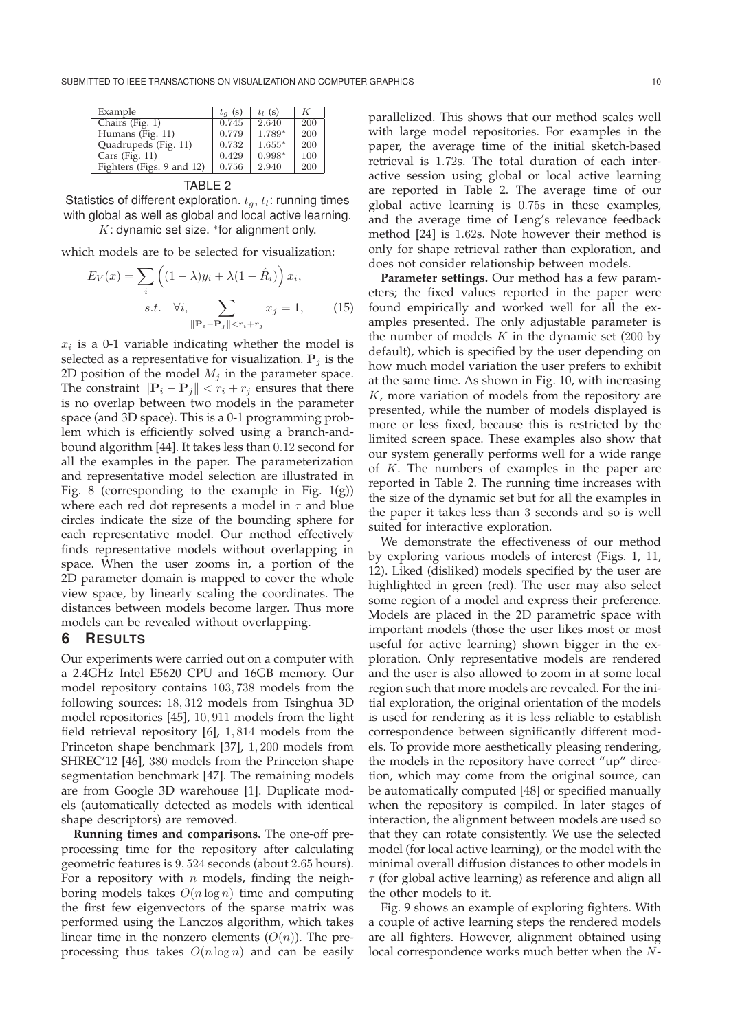| Example | $t_g$ (s) | $t_l$ (s) | $K$ |
|---|---|---|---|
| Chairs (Fig. 1) | 0.745 | 2.640 | 200 |
| Humans (Fig. 11) | 0.779 | 1.789* | 200 |
| Quadrupeds (Fig. 11) | 0.732 | 1.655* | 200 |
| Cars (Fig. 11) | 0.429 | 0.998* | 100 |
| Fighters (Figs. 9 and 12) | 0.756 | 2.940 | 200 |

TABLE 2

Statistics of different exploration. $t_g$, $t_l$: running times with global as well as global and local active learning. $K$: dynamic set size. *for alignment only.

which models are to be selected for visualization:

$$E_V(x) = \sum_i \left( (1-\lambda)y_i + \lambda(1-\hat{R}_i) \right) x_i,$$
$$s.t. \quad \forall i, \sum_{\|\mathbf{P}_i - \mathbf{P}_j\| < r_i + r_j} x_j = 1, \qquad (15)$$

$x_i$ is a 0-1 variable indicating whether the model is selected as a representative for visualization. $\mathbf{P}_j$ is the 2D position of the model $M_j$ in the parameter space. The constraint $\|\mathbf{P}_i - \mathbf{P}_j\| < r_i + r_j$ ensures that there is no overlap between two models in the parameter space (and 3D space). This is a 0-1 programming problem which is efficiently solved using a branch-and-bound algorithm [44]. It takes less than 0.12 second for all the examples in the paper. The parameterization and representative model selection are illustrated in Fig. 8 (corresponding to the example in Fig. 1(g)) where each red dot represents a model in $\tau$ and blue circles indicate the size of the bounding sphere for each representative model. Our method effectively finds representative models without overlapping in space. When the user zooms in, a portion of the 2D parameter domain is mapped to cover the whole view space, by linearly scaling the coordinates. The distances between models become larger. Thus more models can be revealed without overlapping.

## 6 Results

Our experiments were carried out on a computer with a 2.4GHz Intel E5620 CPU and 16GB memory. Our model repository contains 103,738 models from the following sources: 18,312 models from Tsinghua 3D model repositories [45], 10,911 models from the light field retrieval repository [6], 1,814 models from the Princeton shape benchmark [37], 1,200 models from SHREC'12 [46], 380 models from the Princeton shape segmentation benchmark [47]. The remaining models are from Google 3D warehouse [1]. Duplicate models (automatically detected as models with identical shape descriptors) are removed.

**Running times and comparisons.** The one-off preprocessing time for the repository after calculating geometric features is 9,524 seconds (about 2.65 hours). For a repository with $n$ models, finding the neighboring models takes $O(n \log n)$ time and computing the first few eigenvectors of the sparse matrix was performed using the Lanczos algorithm, which takes linear time in the nonzero elements ($O(n)$). The preprocessing thus takes $O(n \log n)$ and can be easily parallelized. This shows that our method scales well with large model repositories. For examples in the paper, the average time of the initial sketch-based retrieval is 1.72s. The total duration of each interactive session using global or local active learning are reported in Table 2. The average time of our global active learning is 0.75s in these examples, and the average time of Leng's relevance feedback method [24] is 1.62s. Note however their method is only for shape retrieval rather than exploration, and does not consider relationship between models.

**Parameter settings.** Our method has a few parameters; the fixed values reported in the paper were found empirically and worked well for all the examples presented. The only adjustable parameter is the number of models $K$ in the dynamic set (200 by default), which is specified by the user depending on how much model variation the user prefers to exhibit at the same time. As shown in Fig. 10, with increasing $K$, more variation of models from the repository are presented, while the number of models displayed is more or less fixed, because this is restricted by the limited screen space. These examples also show that our system generally performs well for a wide range of $K$. The numbers of examples in the paper are reported in Table 2. The running time increases with the size of the dynamic set but for all the examples in the paper it takes less than 3 seconds and so is well suited for interactive exploration.

We demonstrate the effectiveness of our method by exploring various models of interest (Figs. 1, 11, 12). Liked (disliked) models specified by the user are highlighted in green (red). The user may also select some region of a model and express their preference. Models are placed in the 2D parametric space with important models (those the user likes most or most useful for active learning) shown bigger in the exploration. Only representative models are rendered and the user is also allowed to zoom in at some local region such that more models are revealed. For the initial exploration, the original orientation of the models is used for rendering as it is less reliable to establish correspondence between significantly different models. To provide more aesthetically pleasing rendering, the models in the repository have correct "up" direction, which may come from the original source, can be automatically computed [48] or specified manually when the repository is compiled. In later stages of interaction, the alignment between models are used so that they can rotate consistently. We use the selected model (for local active learning), or the model with the minimal overall diffusion distances to other models in $\tau$ (for global active learning) as reference and align all the other models to it.

Fig. 9 shows an example of exploring fighters. With a couple of active learning steps the rendered models are all fighters. However, alignment obtained using local correspondence works much better when the $N$-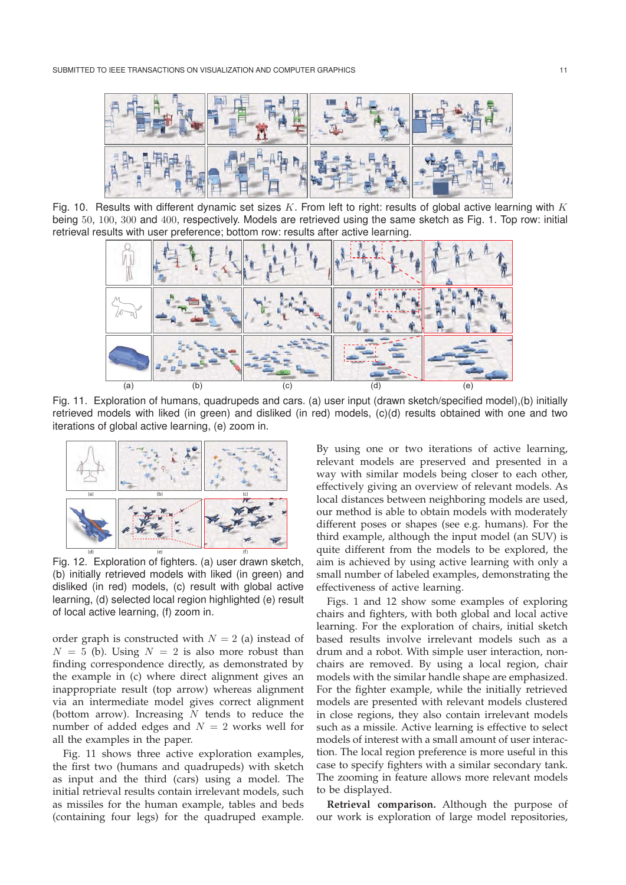Fig. 10. Results with different dynamic set sizes $K$. From left to right: results of global active learning with $K$ being $50$, $100$, $300$ and $400$, respectively. Models are retrieved using the same sketch as Fig. 1. Top row: initial retrieval results with user preference; bottom row: results after active learning.

Fig. 11. Exploration of humans, quadrupeds and cars. (a) user input (drawn sketch/specified model),(b) initially retrieved models with liked (in green) and disliked (in red) models, (c)(d) results obtained with one and two iterations of global active learning, (e) zoom in.

Fig. 12. Exploration of fighters. (a) user drawn sketch, (b) initially retrieved models with liked (in green) and disliked (in red) models, (c) result with global active learning, (d) selected local region highlighted (e) result of local active learning, (f) zoom in.

order graph is constructed with $N = 2$ (a) instead of $N = 5$ (b). Using $N = 2$ is also more robust than finding correspondence directly, as demonstrated by the example in (c) where direct alignment gives an inappropriate result (top arrow) whereas alignment via an intermediate model gives correct alignment (bottom arrow). Increasing $N$ tends to reduce the number of added edges and $N = 2$ works well for all the examples in the paper.

Fig. 11 shows three active exploration examples, the first two (humans and quadrupeds) with sketch as input and the third (cars) using a model. The initial retrieval results contain irrelevant models, such as missiles for the human example, tables and beds (containing four legs) for the quadruped example. By using one or two iterations of active learning, relevant models are preserved and presented in a way with similar models being closer to each other, effectively giving an overview of relevant models. As local distances between neighboring models are used, our method is able to obtain models with moderately different poses or shapes (see e.g. humans). For the third example, although the input model (an SUV) is quite different from the models to be explored, the aim is achieved by using active learning with only a small number of labeled examples, demonstrating the effectiveness of active learning.

Figs. 1 and 12 show some examples of exploring chairs and fighters, with both global and local active learning. For the exploration of chairs, initial sketch based results involve irrelevant models such as a drum and a robot. With simple user interaction, non-chairs are removed. By using a local region, chair models with the similar handle shape are emphasized. For the fighter example, while the initially retrieved models are presented with relevant models clustered in close regions, they also contain irrelevant models such as a missile. Active learning is effective to select models of interest with a small amount of user interaction. The local region preference is more useful in this case to specify fighters with a similar secondary tank. The zooming in feature allows more relevant models to be displayed.

**Retrieval comparison.** Although the purpose of our work is exploration of large model repositories,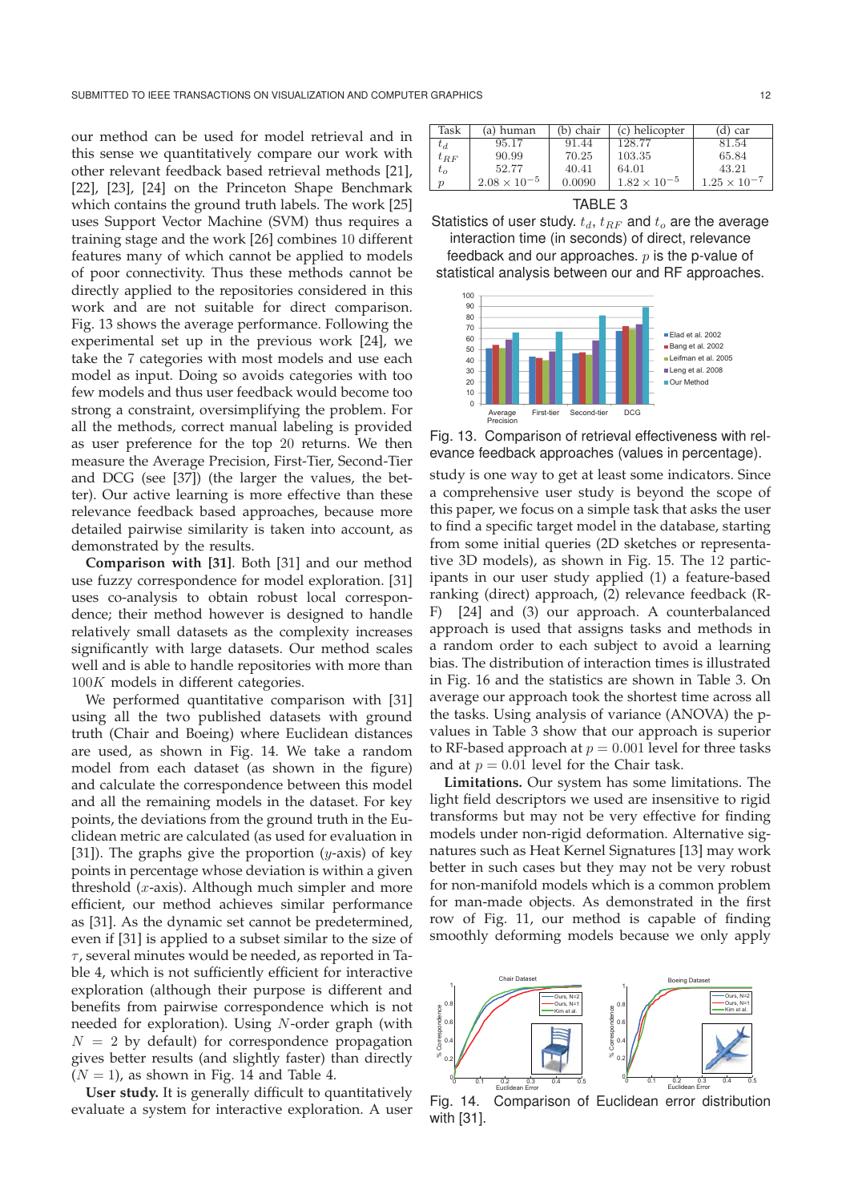our method can be used for model retrieval and in this sense we quantitatively compare our work with other relevant feedback based retrieval methods [21], [22], [23], [24] on the Princeton Shape Benchmark which contains the ground truth labels. The work [25] uses Support Vector Machine (SVM) thus requires a training stage and the work [26] combines 10 different features many of which cannot be applied to models of poor connectivity. Thus these methods cannot be directly applied to the repositories considered in this work and are not suitable for direct comparison. Fig. 13 shows the average performance. Following the experimental set up in the previous work [24], we take the 7 categories with most models and use each model as input. Doing so avoids categories with too few models and thus user feedback would become too strong a constraint, oversimplifying the problem. For all the methods, correct manual labeling is provided as user preference for the top 20 returns. We then measure the Average Precision, First-Tier, Second-Tier and DCG (see [37]) (the larger the values, the better). Our active learning is more effective than these relevance feedback based approaches, because more detailed pairwise similarity is taken into account, as demonstrated by the results.

**Comparison with [31].** Both [31] and our method use fuzzy correspondence for model exploration. [31] uses co-analysis to obtain robust local correspondence; their method however is designed to handle relatively small datasets as the complexity increases significantly with large datasets. Our method scales well and is able to handle repositories with more than $100K$ models in different categories.

We performed quantitative comparison with [31] using all the two published datasets with ground truth (Chair and Boeing) where Euclidean distances are used, as shown in Fig. 14. We take a random model from each dataset (as shown in the figure) and calculate the correspondence between this model and all the remaining models in the dataset. For key points, the deviations from the ground truth in the Euclidean metric are calculated (as used for evaluation in [31]). The graphs give the proportion ($y$-axis) of key points in percentage whose deviation is within a given threshold ($x$-axis). Although much simpler and more efficient, our method achieves similar performance as [31]. As the dynamic set cannot be predetermined, even if [31] is applied to a subset similar to the size of $\tau$, several minutes would be needed, as reported in Table 4, which is not sufficiently efficient for interactive exploration (although their purpose is different and benefits from pairwise correspondence which is not needed for exploration). Using $N$-order graph (with $N = 2$ by default) for correspondence propagation gives better results (and slightly faster) than directly ($N = 1$), as shown in Fig. 14 and Table 4.

**User study.** It is generally difficult to quantitatively evaluate a system for interactive exploration. A user study is one way to get at least some indicators. Since a comprehensive user study is beyond the scope of this paper, we focus on a simple task that asks the user to find a specific target model in the database, starting from some initial queries (2D sketches or representative 3D models), as shown in Fig. 15. The 12 participants in our user study applied (1) a feature-based ranking (direct) approach, (2) relevance feedback (R-F) [24] and (3) our approach. A counterbalanced approach is used that assigns tasks and methods in a random order to each subject to avoid a learning bias. The distribution of interaction times is illustrated in Fig. 16 and the statistics are shown in Table 3. On average our approach took the shortest time across all the tasks. Using analysis of variance (ANOVA) the p-values in Table 3 show that our approach is superior to RF-based approach at $p = 0.001$ level for three tasks and at $p = 0.01$ level for the Chair task.

| Task | (a) human | (b) chair | (c) helicopter | (d) car |
|---|---|---|---|---|
| $t_d$ | 95.17 | 91.44 | 128.77 | 81.54 |
| $t_{RF}$ | 90.99 | 70.25 | 103.35 | 65.84 |
| $t_o$ | 52.77 | 40.41 | 64.01 | 43.21 |
| $p$ | $2.08 \times 10^{-5}$ | 0.0090 | $1.82 \times 10^{-5}$ | $1.25 \times 10^{-7}$ |

TABLE 3
Statistics of user study. $t_d$, $t_{RF}$ and $t_o$ are the average interaction time (in seconds) of direct, relevance feedback and our approaches. $p$ is the p-value of statistical analysis between our and RF approaches.

Fig. 13. Comparison of retrieval effectiveness with relevance feedback approaches (values in percentage).

**Limitations.** Our system has some limitations. The light field descriptors we used are insensitive to rigid transforms but may not be very effective for finding models under non-rigid deformation. Alternative signatures such as Heat Kernel Signatures [13] may work better in such cases but they may not be very robust for non-manifold models which is a common problem for man-made objects. As demonstrated in the first row of Fig. 11, our method is capable of finding smoothly deforming models because we only apply

Fig. 14. Comparison of Euclidean error distribution with [31].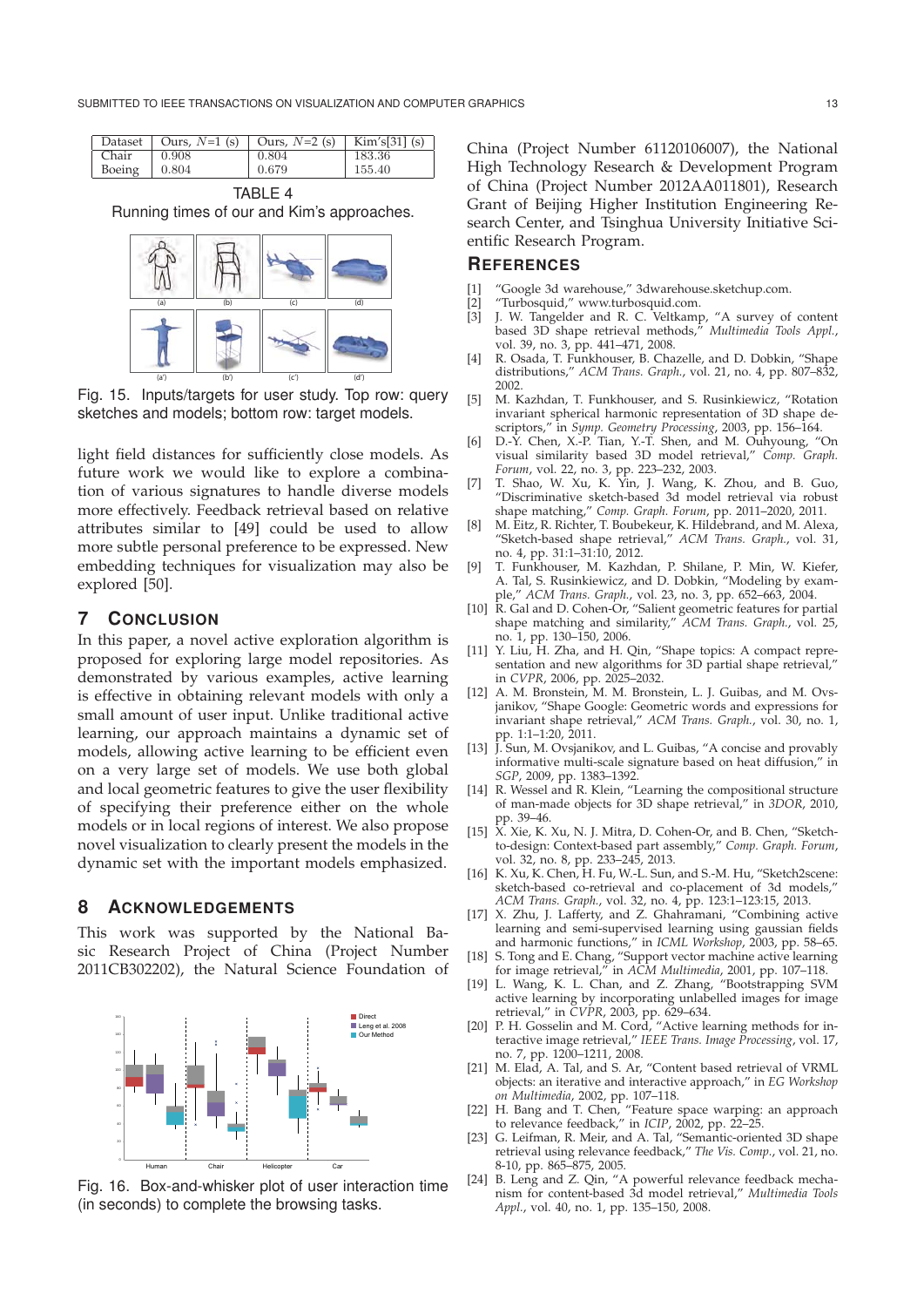| Dataset | Ours, $N$=1 (s) | Ours, $N$=2 (s) | Kim's[31] (s) |
|---|---|---|---|
| Chair | 0.908 | 0.804 | 183.36 |
| Boeing | 0.804 | 0.679 | 155.40 |

TABLE 4
Running times of our and Kim's approaches.

Fig. 15. Inputs/targets for user study. Top row: query sketches and models; bottom row: target models.

light field distances for sufficiently close models. As future work we would like to explore a combination of various signatures to handle diverse models more effectively. Feedback retrieval based on relative attributes similar to [49] could be used to allow more subtle personal preference to be expressed. New embedding techniques for visualization may also be explored [50].

## 7 Conclusion

In this paper, a novel active exploration algorithm is proposed for exploring large model repositories. As demonstrated by various examples, active learning is effective in obtaining relevant models with only a small amount of user input. Unlike traditional active learning, our approach maintains a dynamic set of models, allowing active learning to be efficient even on a very large set of models. We use both global and local geometric features to give the user flexibility of specifying their preference either on the whole models or in local regions of interest. We also propose novel visualization to clearly present the models in the dynamic set with the important models emphasized.

## 8 Acknowledgements

This work was supported by the National Basic Research Project of China (Project Number 2011CB302202), the Natural Science Foundation of China (Project Number 61120106007), the National High Technology Research & Development Program of China (Project Number 2012AA011801), Research Grant of Beijing Higher Institution Engineering Research Center, and Tsinghua University Initiative Scientific Research Program.

Fig. 16. Box-and-whisker plot of user interaction time (in seconds) to complete the browsing tasks.

## References

[1] "Google 3d warehouse," 3dwarehouse.sketchup.com.

[2] "Turbosquid," www.turbosquid.com.

[3] J. W. Tangelder and R. C. Veltkamp, "A survey of content based 3D shape retrieval methods," *Multimedia Tools Appl.*, vol. 39, no. 3, pp. 441–471, 2008.

[4] R. Osada, T. Funkhouser, B. Chazelle, and D. Dobkin, "Shape distributions," *ACM Trans. Graph.*, vol. 21, no. 4, pp. 807–832, 2002.

[5] M. Kazhdan, T. Funkhouser, and S. Rusinkiewicz, "Rotation invariant spherical harmonic representation of 3D shape descriptors," in *Symp. Geometry Processing*, 2003, pp. 156–164.

[6] D.-Y. Chen, X.-P. Tian, Y.-T. Shen, and M. Ouhyoung, "On visual similarity based 3D model retrieval," *Comp. Graph. Forum*, vol. 22, no. 3, pp. 223–232, 2003.

[7] T. Shao, W. Xu, K. Yin, J. Wang, K. Zhou, and B. Guo, "Discriminative sketch-based 3d model retrieval via robust shape matching," *Comp. Graph. Forum*, pp. 2011–2020, 2011.

[8] M. Eitz, R. Richter, T. Boubekeur, K. Hildebrand, and M. Alexa, "Sketch-based shape retrieval," *ACM Trans. Graph.*, vol. 31, no. 4, pp. 31:1–31:10, 2012.

[9] T. Funkhouser, M. Kazhdan, P. Shilane, P. Min, W. Kiefer, A. Tal, S. Rusinkiewicz, and D. Dobkin, "Modeling by example," *ACM Trans. Graph.*, vol. 23, no. 3, pp. 652–663, 2004.

[10] R. Gal and D. Cohen-Or, "Salient geometric features for partial shape matching and similarity," *ACM Trans. Graph.*, vol. 25, no. 1, pp. 130–150, 2006.

[11] Y. Liu, H. Zha, and H. Qin, "Shape topics: A compact representation and new algorithms for 3D partial shape retrieval," in *CVPR*, 2006, pp. 2025–2032.

[12] A. M. Bronstein, M. M. Bronstein, L. J. Guibas, and M. Ovsjanikov, "Shape Google: Geometric words and expressions for invariant shape retrieval," *ACM Trans. Graph.*, vol. 30, no. 1, pp. 1:1–1:20, 2011.

[13] J. Sun, M. Ovsjanikov, and L. Guibas, "A concise and provably informative multi-scale signature based on heat diffusion," in *SGP*, 2009, pp. 1383–1392.

[14] R. Wessel and R. Klein, "Learning the compositional structure of man-made objects for 3D shape retrieval," in *3DOR*, 2010, pp. 39–46.

[15] X. Xie, K. Xu, N. J. Mitra, D. Cohen-Or, and B. Chen, "Sketch-to-design: Context-based part assembly," *Comp. Graph. Forum*, vol. 32, no. 8, pp. 233–245, 2013.

[16] K. Xu, K. Chen, H. Fu, W.-L. Sun, and S.-M. Hu, "Sketch2scene: sketch-based co-retrieval and co-placement of 3d models," *ACM Trans. Graph.*, vol. 32, no. 4, pp. 123:1–123:15, 2013.

[17] X. Zhu, J. Lafferty, and Z. Ghahramani, "Combining active learning and semi-supervised learning using gaussian fields and harmonic functions," in *ICML Workshop*, 2003, pp. 58–65.

[18] S. Tong and E. Chang, "Support vector machine active learning for image retrieval," in *ACM Multimedia*, 2001, pp. 107–118.

[19] L. Wang, K. L. Chan, and Z. Zhang, "Bootstrapping SVM active learning by incorporating unlabelled images for image retrieval," in *CVPR*, 2003, pp. 629–634.

[20] P. H. Gosselin and M. Cord, "Active learning methods for interactive image retrieval," *IEEE Trans. Image Processing*, vol. 17, no. 7, pp. 1200–1211, 2008.

[21] M. Elad, A. Tal, and S. Ar, "Content based retrieval of VRML objects: an iterative and interactive approach," in *EG Workshop on Multimedia*, 2002, pp. 107–118.

[22] H. Bang and T. Chen, "Feature space warping: an approach to relevance feedback," in *ICIP*, 2002, pp. 22–25.

[23] G. Leifman, R. Meir, and A. Tal, "Semantic-oriented 3D shape retrieval using relevance feedback," *The Vis. Comp.*, vol. 21, no. 8-10, pp. 865–875, 2005.

[24] B. Leng and Z. Qin, "A powerful relevance feedback mechanism for content-based 3d model retrieval," *Multimedia Tools Appl.*, vol. 40, no. 1, pp. 135–150, 2008.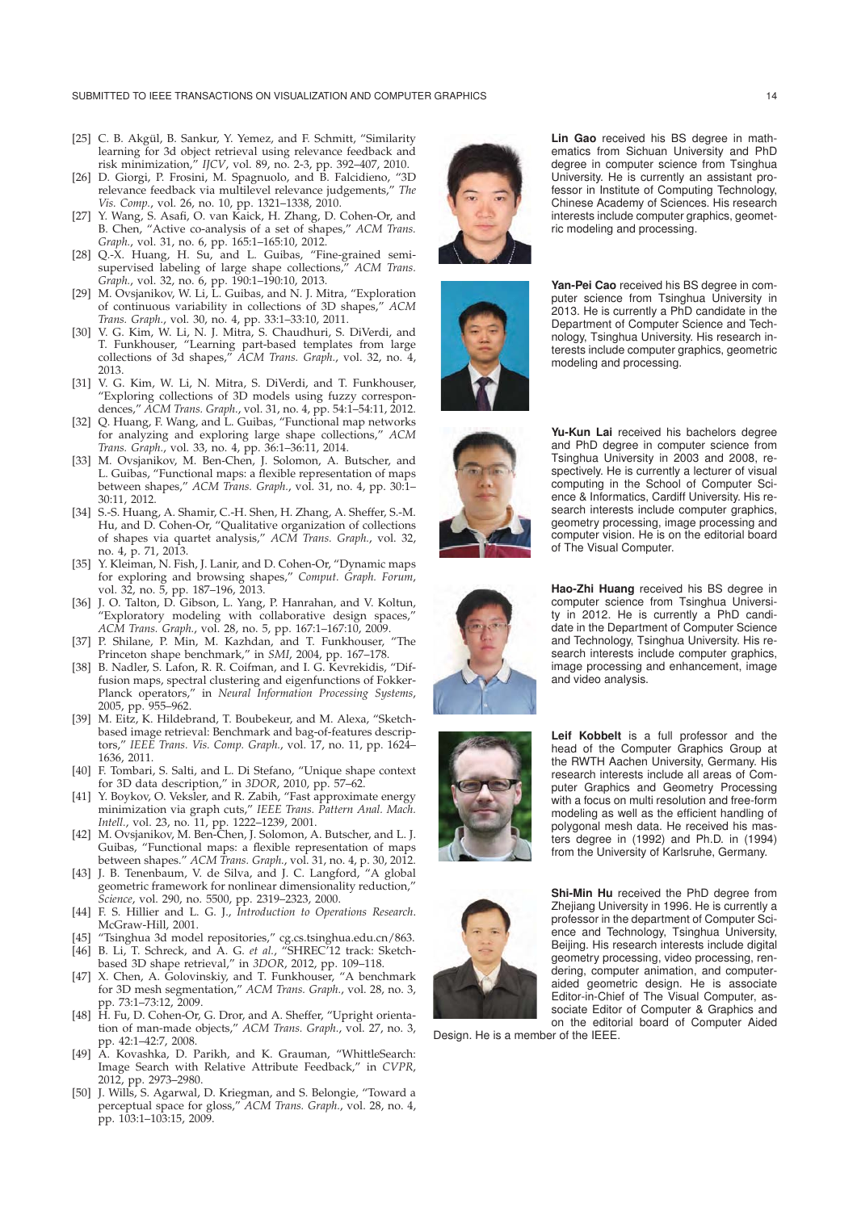[25] C. B. Akgül, B. Sankur, Y. Yemez, and F. Schmitt, "Similarity learning for 3d object retrieval using relevance feedback and risk minimization," *IJCV*, vol. 89, no. 2-3, pp. 392–407, 2010.

[26] D. Giorgi, P. Frosini, M. Spagnuolo, and B. Falcidieno, "3D relevance feedback via multilevel relevance judgements," *The Vis. Comp.*, vol. 26, no. 10, pp. 1321–1338, 2010.

[27] Y. Wang, S. Asafi, O. van Kaick, H. Zhang, D. Cohen-Or, and B. Chen, "Active co-analysis of a set of shapes," *ACM Trans. Graph.*, vol. 31, no. 6, pp. 165:1–165:10, 2012.

[28] Q.-X. Huang, H. Su, and L. Guibas, "Fine-grained semi-supervised labeling of large shape collections," *ACM Trans. Graph.*, vol. 32, no. 6, pp. 190:1–190:10, 2013.

[29] M. Ovsjanikov, W. Li, L. Guibas, and N. J. Mitra, "Exploration of continuous variability in collections of 3D shapes," *ACM Trans. Graph.*, vol. 30, no. 4, pp. 33:1–33:10, 2011.

[30] V. G. Kim, W. Li, N. J. Mitra, S. Chaudhuri, S. DiVerdi, and T. Funkhouser, "Learning part-based templates from large collections of 3d shapes," *ACM Trans. Graph.*, vol. 32, no. 4, 2013.

[31] V. G. Kim, W. Li, N. Mitra, S. DiVerdi, and T. Funkhouser, "Exploring collections of 3D models using fuzzy correspondences," *ACM Trans. Graph.*, vol. 31, no. 4, pp. 54:1–54:11, 2012.

[32] Q. Huang, F. Wang, and L. Guibas, "Functional map networks for analyzing and exploring large shape collections," *ACM Trans. Graph.*, vol. 33, no. 4, pp. 36:1–36:11, 2014.

[33] M. Ovsjanikov, M. Ben-Chen, J. Solomon, A. Butscher, and L. Guibas, "Functional maps: a flexible representation of maps between shapes," *ACM Trans. Graph.*, vol. 31, no. 4, pp. 30:1–30:11, 2012.

[34] S.-S. Huang, A. Shamir, C.-H. Shen, H. Zhang, A. Sheffer, S.-M. Hu, and D. Cohen-Or, "Qualitative organization of collections of shapes via quartet analysis," *ACM Trans. Graph.*, vol. 32, no. 4, p. 71, 2013.

[35] Y. Kleiman, N. Fish, J. Lanir, and D. Cohen-Or, "Dynamic maps for exploring and browsing shapes," *Comput. Graph. Forum*, vol. 32, no. 5, pp. 187–196, 2013.

[36] J. O. Talton, D. Gibson, L. Yang, P. Hanrahan, and V. Koltun, "Exploratory modeling with collaborative design spaces," *ACM Trans. Graph.*, vol. 28, no. 5, pp. 167:1–167:10, 2009.

[37] P. Shilane, P. Min, M. Kazhdan, and T. Funkhouser, "The Princeton shape benchmark," in *SMI*, 2004, pp. 167–178.

[38] B. Nadler, S. Lafon, R. R. Coifman, and I. G. Kevrekidis, "Diffusion maps, spectral clustering and eigenfunctions of Fokker-Planck operators," in *Neural Information Processing Systems*, 2005, pp. 955–962.

[39] M. Eitz, K. Hildebrand, T. Boubekeur, and M. Alexa, "Sketch-based image retrieval: Benchmark and bag-of-features descriptors," *IEEE Trans. Vis. Comp. Graph.*, vol. 17, no. 11, pp. 1624–1636, 2011.

[40] F. Tombari, S. Salti, and L. Di Stefano, "Unique shape context for 3D data description," in *3DOR*, 2010, pp. 57–62.

[41] Y. Boykov, O. Veksler, and R. Zabih, "Fast approximate energy minimization via graph cuts," *IEEE Trans. Pattern Anal. Mach. Intell.*, vol. 23, no. 11, pp. 1222–1239, 2001.

[42] M. Ovsjanikov, M. Ben-Chen, J. Solomon, A. Butscher, and L. J. Guibas, "Functional maps: a flexible representation of maps between shapes." *ACM Trans. Graph.*, vol. 31, no. 4, p. 30, 2012.

[43] J. B. Tenenbaum, V. de Silva, and J. C. Langford, "A global geometric framework for nonlinear dimensionality reduction," *Science*, vol. 290, no. 5500, pp. 2319–2323, 2000.

[44] F. S. Hillier and L. G. J., *Introduction to Operations Research*. McGraw-Hill, 2001.

[45] "Tsinghua 3d model repositories," cg.cs.tsinghua.edu.cn/863.

[46] B. Li, T. Schreck, and A. G. *et al.*, "SHREC'12 track: Sketch-based 3D shape retrieval," in *3DOR*, 2012, pp. 109–118.

[47] X. Chen, A. Golovinskiy, and T. Funkhouser, "A benchmark for 3D mesh segmentation," *ACM Trans. Graph.*, vol. 28, no. 3, pp. 73:1–73:12, 2009.

[48] H. Fu, D. Cohen-Or, G. Dror, and A. Sheffer, "Upright orientation of man-made objects," *ACM Trans. Graph.*, vol. 27, no. 3, pp. 42:1–42:7, 2008.

[49] A. Kovashka, D. Parikh, and K. Grauman, "WhittleSearch: Image Search with Relative Attribute Feedback," in *CVPR*, 2012, pp. 2973–2980.

[50] J. Wills, S. Agarwal, D. Kriegman, and S. Belongie, "Toward a perceptual space for gloss," *ACM Trans. Graph.*, vol. 28, no. 4, pp. 103:1–103:15, 2009.

**Lin Gao** received his BS degree in mathematics from Sichuan University and PhD degree in computer science from Tsinghua University. He is currently an assistant professor in Institute of Computing Technology, Chinese Academy of Sciences. His research interests include computer graphics, geometric modeling and processing.

**Yan-Pei Cao** received his BS degree in computer science from Tsinghua University in 2013. He is currently a PhD candidate in the Department of Computer Science and Technology, Tsinghua University. His research interests include computer graphics, geometric modeling and processing.

**Yu-Kun Lai** received his bachelors degree and PhD degree in computer science from Tsinghua University in 2003 and 2008, respectively. He is currently a lecturer of visual computing in the School of Computer Science & Informatics, Cardiff University. His research interests include computer graphics, geometry processing, image processing and computer vision. He is on the editorial board of The Visual Computer.

**Hao-Zhi Huang** received his BS degree in computer science from Tsinghua University in 2012. He is currently a PhD candidate in the Department of Computer Science and Technology, Tsinghua University. His research interests include computer graphics, image processing and enhancement, image and video analysis.

**Leif Kobbelt** is a full professor and the head of the Computer Graphics Group at the RWTH Aachen University, Germany. His research interests include all areas of Computer Graphics and Geometry Processing with a focus on multi resolution and free-form modeling as well as the efficient handling of polygonal mesh data. He received his masters degree in (1992) and Ph.D. in (1994) from the University of Karlsruhe, Germany.

**Shi-Min Hu** received the PhD degree from Zhejiang University in 1996. He is currently a professor in the department of Computer Science and Technology, Tsinghua University, Beijing. His research interests include digital geometry processing, video processing, rendering, computer animation, and computer-aided geometric design. He is associate Editor-in-Chief of The Visual Computer, associate Editor of Computer & Graphics and on the editorial board of Computer Aided Design. He is a member of the IEEE.